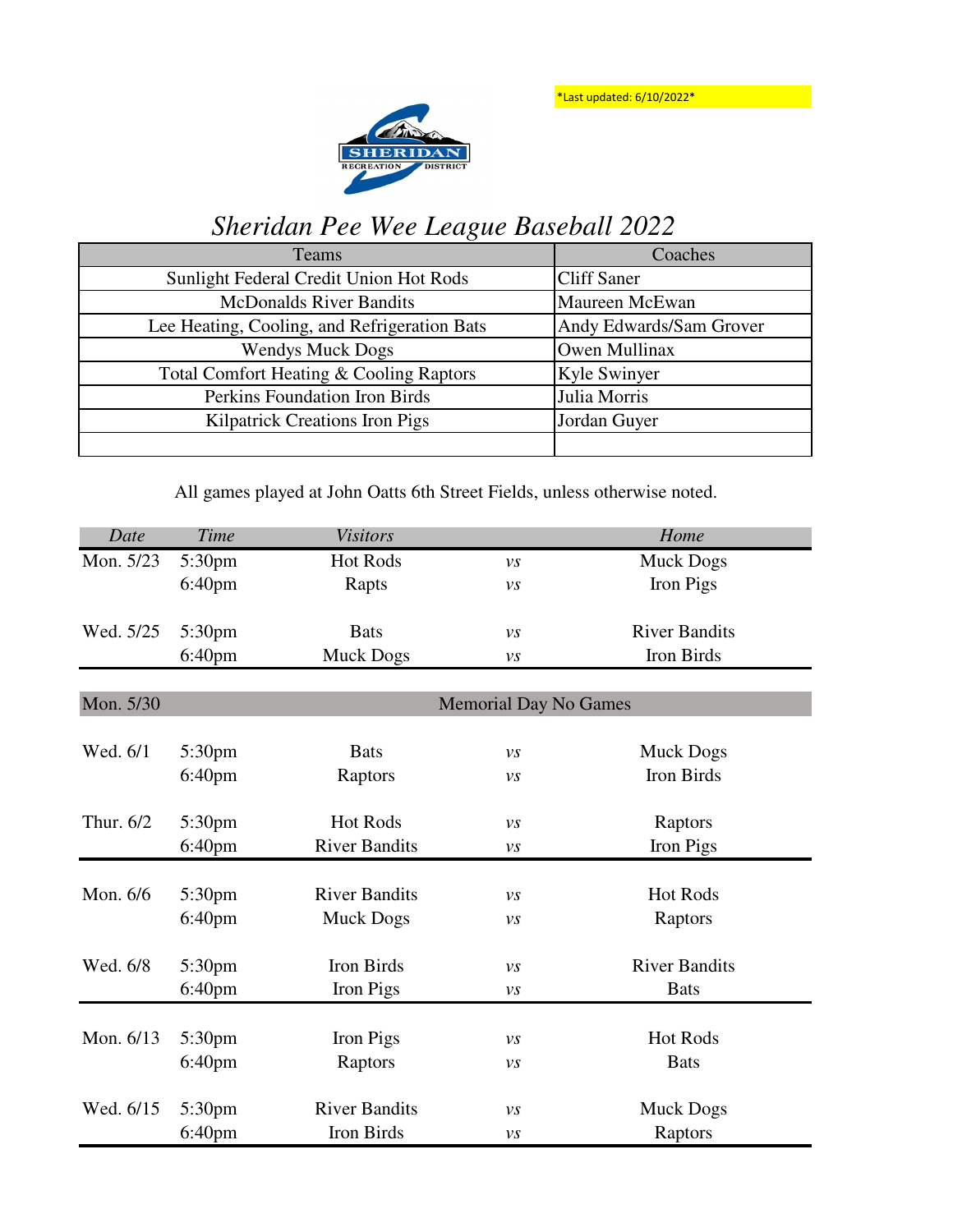*Last updated: 6/10/2022*

SHERIDAN RECREATION DISTRICT

# *Sheridan Pee Wee League Baseball 2022*

| Teams | Coaches |
|---|---|
| Sunlight Federal Credit Union Hot Rods | Cliff Saner |
| McDonalds River Bandits | Maureen McEwan |
| Lee Heating, Cooling, and Refrigeration Bats | Andy Edwards/Sam Grover |
| Wendys Muck Dogs | Owen Mullinax |
| Total Comfort Heating & Cooling Raptors | Kyle Swinyer |
| Perkins Foundation Iron Birds | Julia Morris |
| Kilpatrick Creations Iron Pigs | Jordan Guyer |
| | |

All games played at John Oatts 6th Street Fields, unless otherwise noted.

| *Date* | *Time* | *Visitors* | | *Home* |
|---|---|---|---|---|
| Mon. 5/23 | 5:30pm | Hot Rods | *vs* | Muck Dogs |
| | 6:40pm | Rapts | *vs* | Iron Pigs |
| Wed. 5/25 | 5:30pm | Bats | *vs* | River Bandits |
| | 6:40pm | Muck Dogs | *vs* | Iron Birds |
| Mon. 5/30 | | Memorial Day No Games | | |
| Wed. 6/1 | 5:30pm | Bats | *vs* | Muck Dogs |
| | 6:40pm | Raptors | *vs* | Iron Birds |
| Thur. 6/2 | 5:30pm | Hot Rods | *vs* | Raptors |
| | 6:40pm | River Bandits | *vs* | Iron Pigs |
| Mon. 6/6 | 5:30pm | River Bandits | *vs* | Hot Rods |
| | 6:40pm | Muck Dogs | *vs* | Raptors |
| Wed. 6/8 | 5:30pm | Iron Birds | *vs* | River Bandits |
| | 6:40pm | Iron Pigs | *vs* | Bats |
| Mon. 6/13 | 5:30pm | Iron Pigs | *vs* | Hot Rods |
| | 6:40pm | Raptors | *vs* | Bats |
| Wed. 6/15 | 5:30pm | River Bandits | *vs* | Muck Dogs |
| | 6:40pm | Iron Birds | *vs* | Raptors |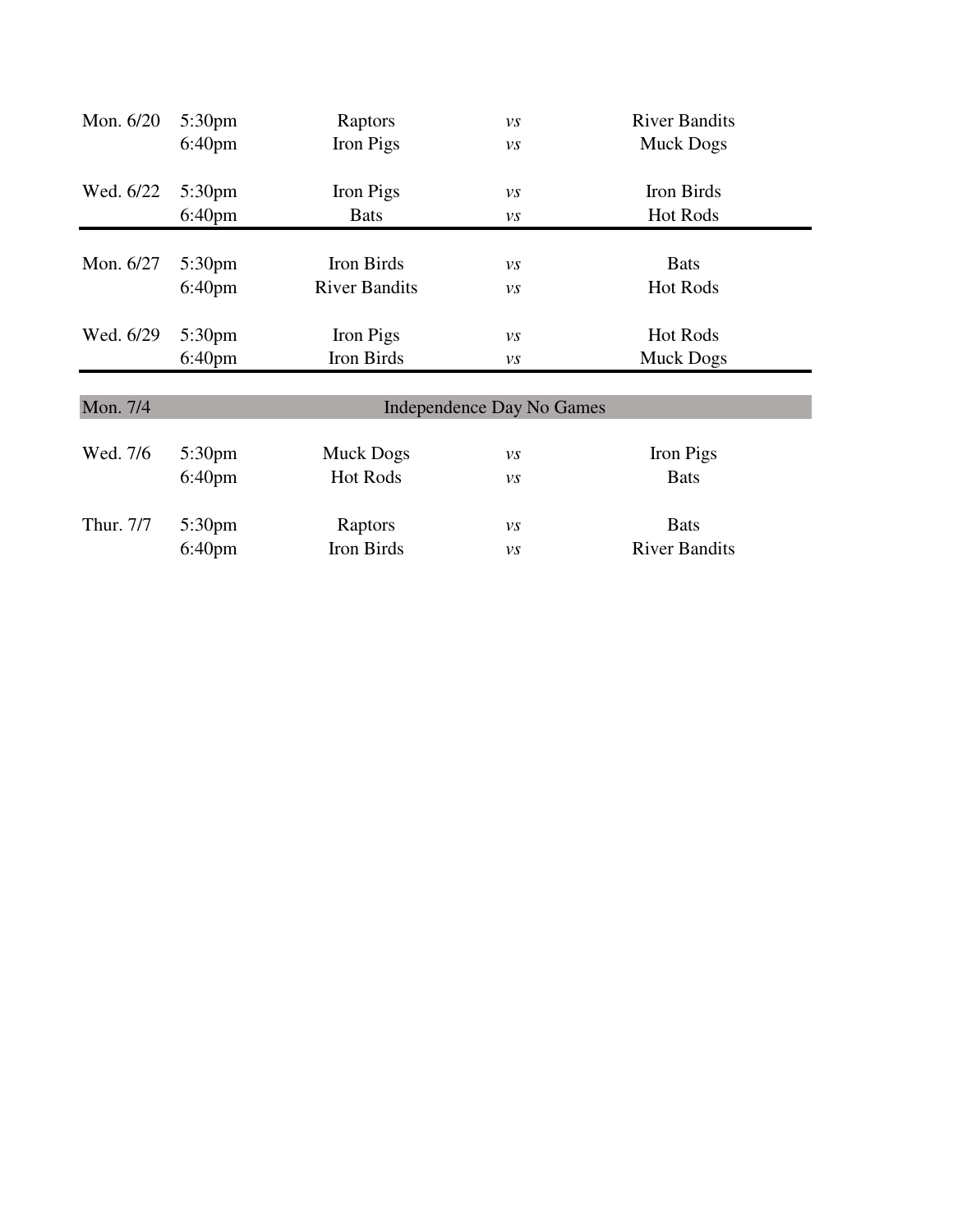| | | | | |
|---|---|---|---|---|
| Mon. 6/20 | 5:30pm | Raptors | *vs* | River Bandits |
| | 6:40pm | Iron Pigs | *vs* | Muck Dogs |
| Wed. 6/22 | 5:30pm | Iron Pigs | *vs* | Iron Birds |
| | 6:40pm | Bats | *vs* | Hot Rods |
| Mon. 6/27 | 5:30pm | Iron Birds | *vs* | Bats |
| | 6:40pm | River Bandits | *vs* | Hot Rods |
| Wed. 6/29 | 5:30pm | Iron Pigs | *vs* | Hot Rods |
| | 6:40pm | Iron Birds | *vs* | Muck Dogs |
| Mon. 7/4 | | Independence Day No Games | | |
| Wed. 7/6 | 5:30pm | Muck Dogs | *vs* | Iron Pigs |
| | 6:40pm | Hot Rods | *vs* | Bats |
| Thur. 7/7 | 5:30pm | Raptors | *vs* | Bats |
| | 6:40pm | Iron Birds | *vs* | River Bandits |